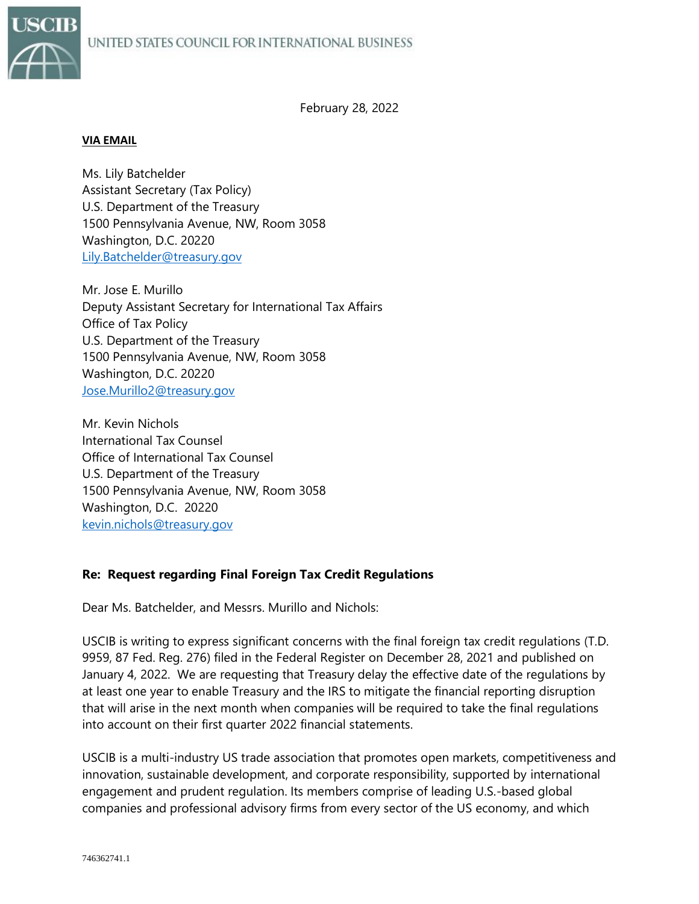UNITED STATES COUNCIL FOR INTERNATIONAL BUSINESS

February 28, 2022

**VIA EMAIL**

Ms. Lily Batchelder
Assistant Secretary (Tax Policy)
U.S. Department of the Treasury
1500 Pennsylvania Avenue, NW, Room 3058
Washington, D.C. 20220
Lily.Batchelder@treasury.gov

Mr. Jose E. Murillo
Deputy Assistant Secretary for International Tax Affairs
Office of Tax Policy
U.S. Department of the Treasury
1500 Pennsylvania Avenue, NW, Room 3058
Washington, D.C. 20220
Jose.Murillo2@treasury.gov

Mr. Kevin Nichols
International Tax Counsel
Office of International Tax Counsel
U.S. Department of the Treasury
1500 Pennsylvania Avenue, NW, Room 3058
Washington, D.C. 20220
kevin.nichols@treasury.gov

**Re: Request regarding Final Foreign Tax Credit Regulations**

Dear Ms. Batchelder, and Messrs. Murillo and Nichols:

USCIB is writing to express significant concerns with the final foreign tax credit regulations (T.D. 9959, 87 Fed. Reg. 276) filed in the Federal Register on December 28, 2021 and published on January 4, 2022. We are requesting that Treasury delay the effective date of the regulations by at least one year to enable Treasury and the IRS to mitigate the financial reporting disruption that will arise in the next month when companies will be required to take the final regulations into account on their first quarter 2022 financial statements.

USCIB is a multi-industry US trade association that promotes open markets, competitiveness and innovation, sustainable development, and corporate responsibility, supported by international engagement and prudent regulation. Its members comprise of leading U.S.-based global companies and professional advisory firms from every sector of the US economy, and which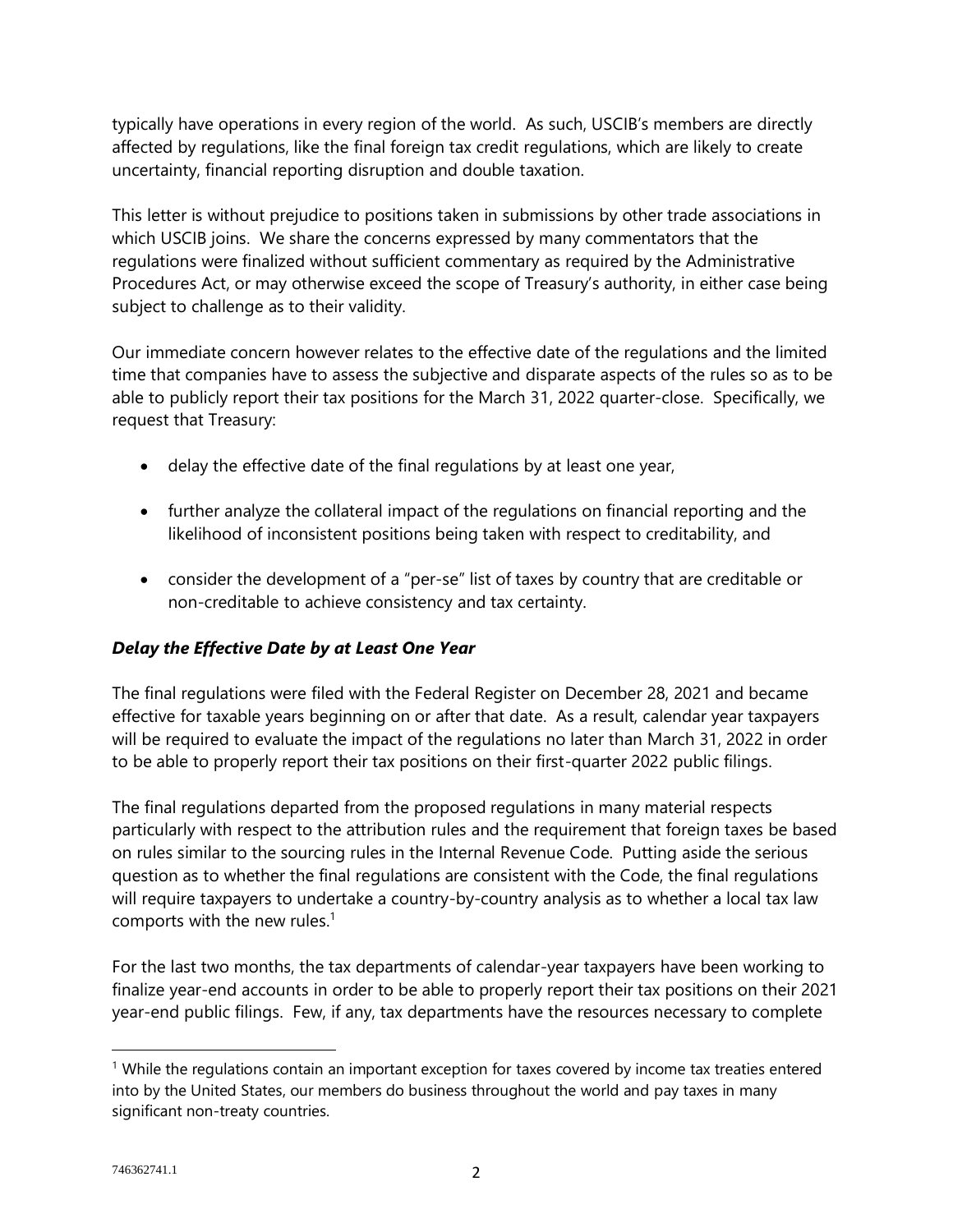typically have operations in every region of the world. As such, USCIB's members are directly affected by regulations, like the final foreign tax credit regulations, which are likely to create uncertainty, financial reporting disruption and double taxation.

This letter is without prejudice to positions taken in submissions by other trade associations in which USCIB joins. We share the concerns expressed by many commentators that the regulations were finalized without sufficient commentary as required by the Administrative Procedures Act, or may otherwise exceed the scope of Treasury's authority, in either case being subject to challenge as to their validity.

Our immediate concern however relates to the effective date of the regulations and the limited time that companies have to assess the subjective and disparate aspects of the rules so as to be able to publicly report their tax positions for the March 31, 2022 quarter-close. Specifically, we request that Treasury:

- delay the effective date of the final regulations by at least one year,
- further analyze the collateral impact of the regulations on financial reporting and the likelihood of inconsistent positions being taken with respect to creditability, and
- consider the development of a "per-se" list of taxes by country that are creditable or non-creditable to achieve consistency and tax certainty.

***Delay the Effective Date by at Least One Year***

The final regulations were filed with the Federal Register on December 28, 2021 and became effective for taxable years beginning on or after that date. As a result, calendar year taxpayers will be required to evaluate the impact of the regulations no later than March 31, 2022 in order to be able to properly report their tax positions on their first-quarter 2022 public filings.

The final regulations departed from the proposed regulations in many material respects particularly with respect to the attribution rules and the requirement that foreign taxes be based on rules similar to the sourcing rules in the Internal Revenue Code. Putting aside the serious question as to whether the final regulations are consistent with the Code, the final regulations will require taxpayers to undertake a country-by-country analysis as to whether a local tax law comports with the new rules.[1]

For the last two months, the tax departments of calendar-year taxpayers have been working to finalize year-end accounts in order to be able to properly report their tax positions on their 2021 year-end public filings. Few, if any, tax departments have the resources necessary to complete

[1] While the regulations contain an important exception for taxes covered by income tax treaties entered into by the United States, our members do business throughout the world and pay taxes in many significant non-treaty countries.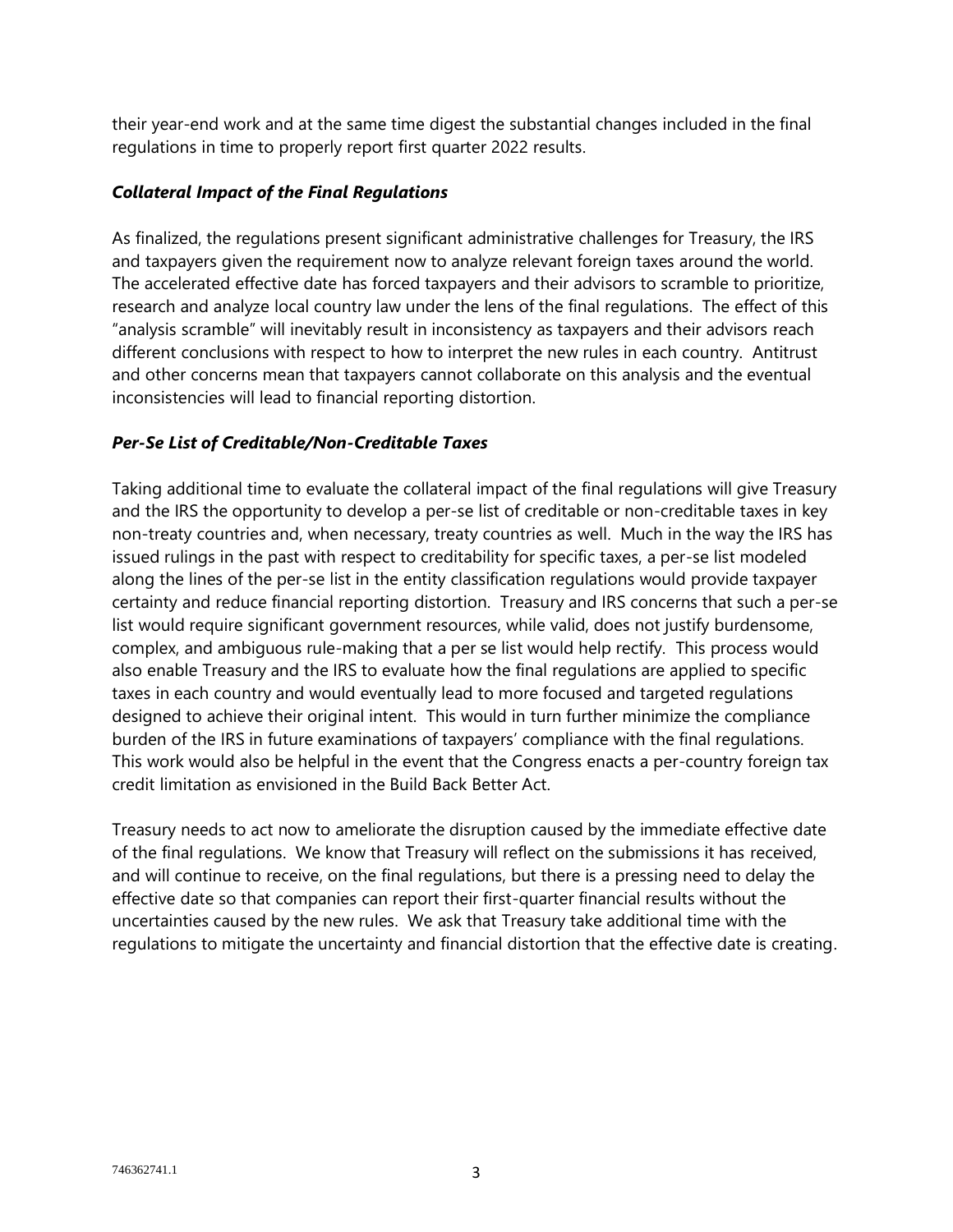their year-end work and at the same time digest the substantial changes included in the final regulations in time to properly report first quarter 2022 results.

### *Collateral Impact of the Final Regulations*

As finalized, the regulations present significant administrative challenges for Treasury, the IRS and taxpayers given the requirement now to analyze relevant foreign taxes around the world. The accelerated effective date has forced taxpayers and their advisors to scramble to prioritize, research and analyze local country law under the lens of the final regulations. The effect of this "analysis scramble" will inevitably result in inconsistency as taxpayers and their advisors reach different conclusions with respect to how to interpret the new rules in each country. Antitrust and other concerns mean that taxpayers cannot collaborate on this analysis and the eventual inconsistencies will lead to financial reporting distortion.

### *Per-Se List of Creditable/Non-Creditable Taxes*

Taking additional time to evaluate the collateral impact of the final regulations will give Treasury and the IRS the opportunity to develop a per-se list of creditable or non-creditable taxes in key non-treaty countries and, when necessary, treaty countries as well. Much in the way the IRS has issued rulings in the past with respect to creditability for specific taxes, a per-se list modeled along the lines of the per-se list in the entity classification regulations would provide taxpayer certainty and reduce financial reporting distortion. Treasury and IRS concerns that such a per-se list would require significant government resources, while valid, does not justify burdensome, complex, and ambiguous rule-making that a per se list would help rectify. This process would also enable Treasury and the IRS to evaluate how the final regulations are applied to specific taxes in each country and would eventually lead to more focused and targeted regulations designed to achieve their original intent. This would in turn further minimize the compliance burden of the IRS in future examinations of taxpayers' compliance with the final regulations. This work would also be helpful in the event that the Congress enacts a per-country foreign tax credit limitation as envisioned in the Build Back Better Act.

Treasury needs to act now to ameliorate the disruption caused by the immediate effective date of the final regulations. We know that Treasury will reflect on the submissions it has received, and will continue to receive, on the final regulations, but there is a pressing need to delay the effective date so that companies can report their first-quarter financial results without the uncertainties caused by the new rules. We ask that Treasury take additional time with the regulations to mitigate the uncertainty and financial distortion that the effective date is creating.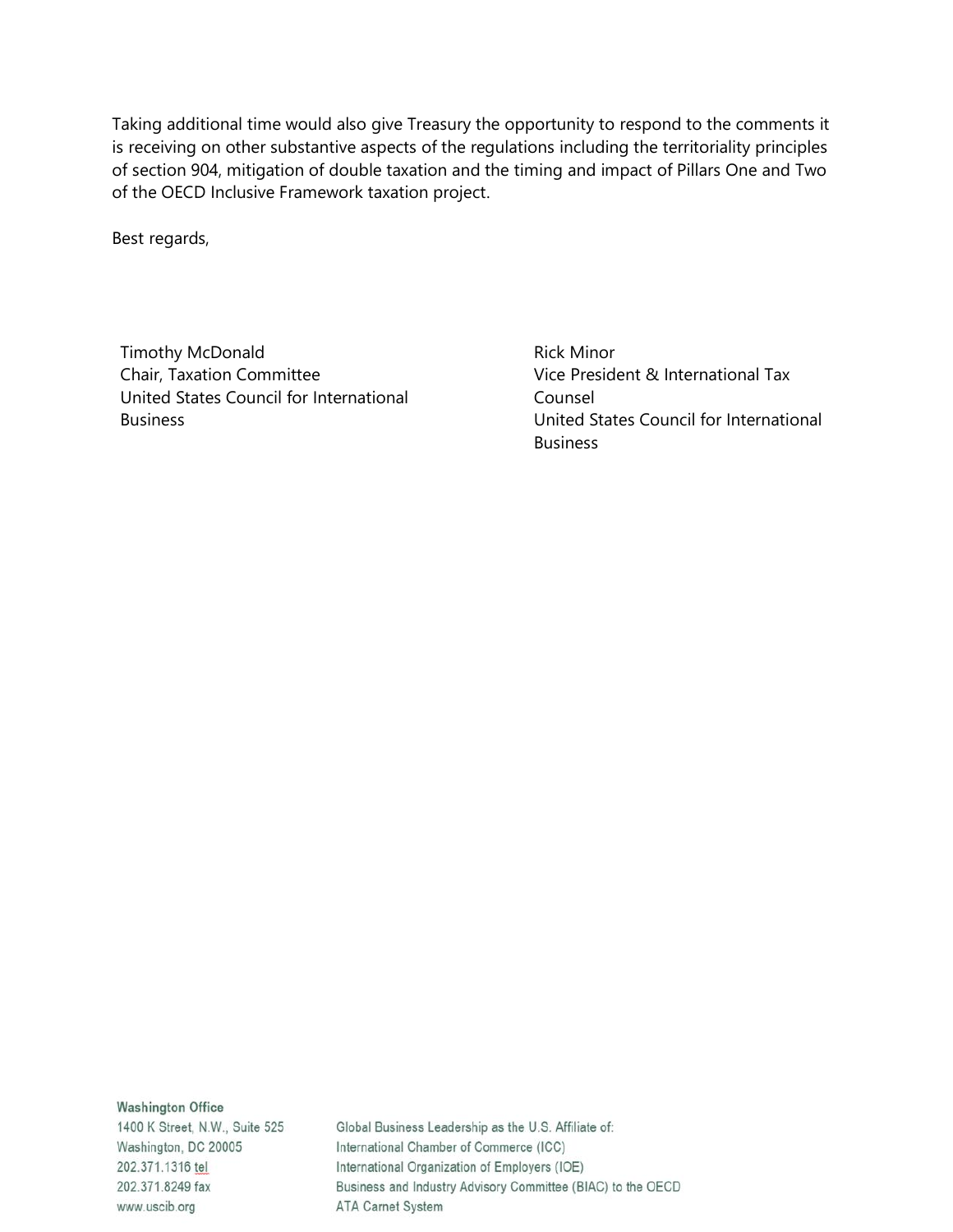Taking additional time would also give Treasury the opportunity to respond to the comments it is receiving on other substantive aspects of the regulations including the territoriality principles of section 904, mitigation of double taxation and the timing and impact of Pillars One and Two of the OECD Inclusive Framework taxation project.

Best regards,

Timothy McDonald
Chair, Taxation Committee
United States Council for International Business

Rick Minor
Vice President & International Tax Counsel
United States Council for International Business

**Washington Office**
1400 K Street, N.W., Suite 525
Washington, DC 20005
202.371.1316 tel
202.371.8249 fax
www.uscib.org

Global Business Leadership as the U.S. Affiliate of:
International Chamber of Commerce (ICC)
International Organization of Employers (IOE)
Business and Industry Advisory Committee (BIAC) to the OECD
ATA Carnet System